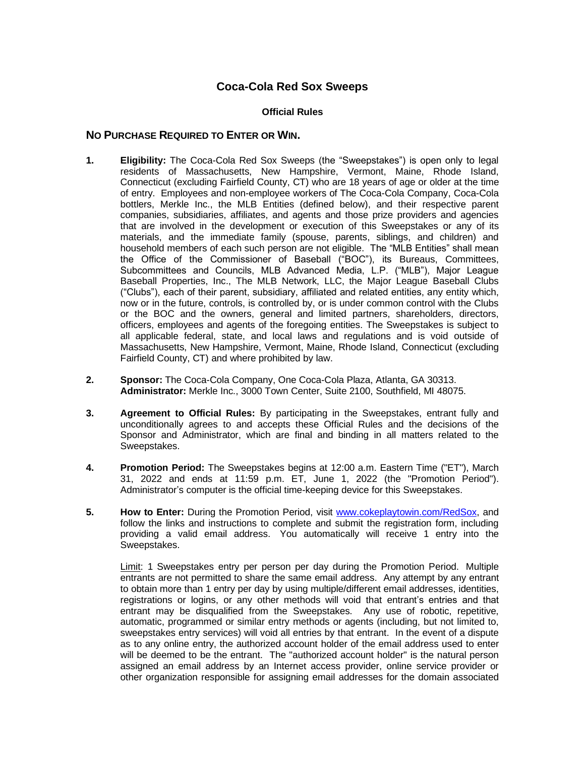# Coca-Cola Red Sox Sweeps

### Official Rules

## NO PURCHASE REQUIRED TO ENTER OR WIN.

1. **Eligibility:** The Coca-Cola Red Sox Sweeps (the "Sweepstakes") is open only to legal residents of Massachusetts, New Hampshire, Vermont, Maine, Rhode Island, Connecticut (excluding Fairfield County, CT) who are 18 years of age or older at the time of entry. Employees and non-employee workers of The Coca-Cola Company, Coca-Cola bottlers, Merkle Inc., the MLB Entities (defined below), and their respective parent companies, subsidiaries, affiliates, and agents and those prize providers and agencies that are involved in the development or execution of this Sweepstakes or any of its materials, and the immediate family (spouse, parents, siblings, and children) and household members of each such person are not eligible. The "MLB Entities" shall mean the Office of the Commissioner of Baseball ("BOC"), its Bureaus, Committees, Subcommittees and Councils, MLB Advanced Media, L.P. ("MLB"), Major League Baseball Properties, Inc., The MLB Network, LLC, the Major League Baseball Clubs ("Clubs"), each of their parent, subsidiary, affiliated and related entities, any entity which, now or in the future, controls, is controlled by, or is under common control with the Clubs or the BOC and the owners, general and limited partners, shareholders, directors, officers, employees and agents of the foregoing entities. The Sweepstakes is subject to all applicable federal, state, and local laws and regulations and is void outside of Massachusetts, New Hampshire, Vermont, Maine, Rhode Island, Connecticut (excluding Fairfield County, CT) and where prohibited by law.

2. **Sponsor:** The Coca-Cola Company, One Coca-Cola Plaza, Atlanta, GA 30313.
   **Administrator:** Merkle Inc., 3000 Town Center, Suite 2100, Southfield, MI 48075.

3. **Agreement to Official Rules:** By participating in the Sweepstakes, entrant fully and unconditionally agrees to and accepts these Official Rules and the decisions of the Sponsor and Administrator, which are final and binding in all matters related to the Sweepstakes.

4. **Promotion Period:** The Sweepstakes begins at 12:00 a.m. Eastern Time ("ET"), March 31, 2022 and ends at 11:59 p.m. ET, June 1, 2022 (the "Promotion Period"). Administrator's computer is the official time-keeping device for this Sweepstakes.

5. **How to Enter:** During the Promotion Period, visit [www.cokeplaytowin.com/RedSox](http://www.cokeplaytowin.com/RedSox), and follow the links and instructions to complete and submit the registration form, including providing a valid email address. You automatically will receive 1 entry into the Sweepstakes.

   Limit: 1 Sweepstakes entry per person per day during the Promotion Period. Multiple entrants are not permitted to share the same email address. Any attempt by any entrant to obtain more than 1 entry per day by using multiple/different email addresses, identities, registrations or logins, or any other methods will void that entrant's entries and that entrant may be disqualified from the Sweepstakes. Any use of robotic, repetitive, automatic, programmed or similar entry methods or agents (including, but not limited to, sweepstakes entry services) will void all entries by that entrant. In the event of a dispute as to any online entry, the authorized account holder of the email address used to enter will be deemed to be the entrant. The "authorized account holder" is the natural person assigned an email address by an Internet access provider, online service provider or other organization responsible for assigning email addresses for the domain associated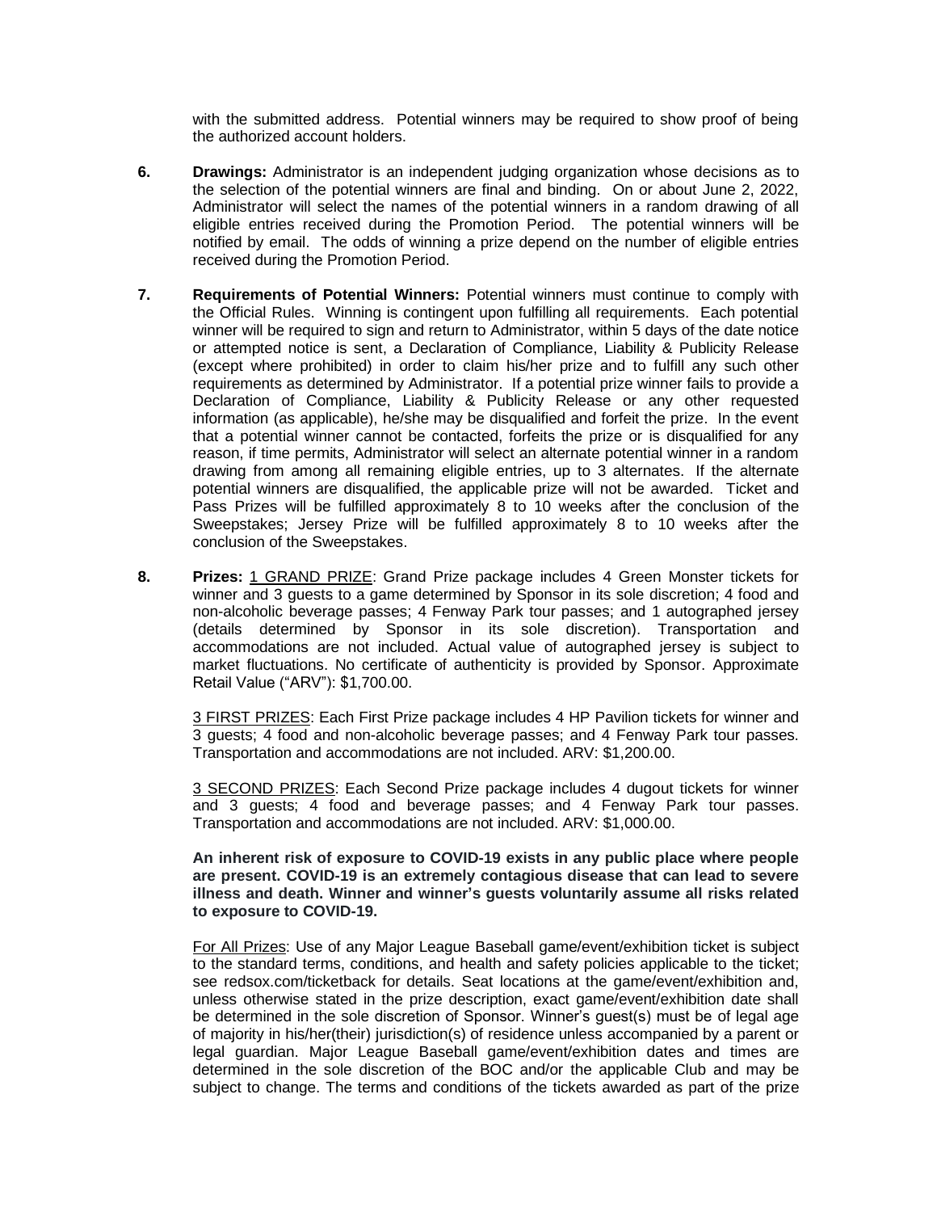with the submitted address. Potential winners may be required to show proof of being the authorized account holders.

**6.** **Drawings:** Administrator is an independent judging organization whose decisions as to the selection of the potential winners are final and binding. On or about June 2, 2022, Administrator will select the names of the potential winners in a random drawing of all eligible entries received during the Promotion Period. The potential winners will be notified by email. The odds of winning a prize depend on the number of eligible entries received during the Promotion Period.

**7.** **Requirements of Potential Winners:** Potential winners must continue to comply with the Official Rules. Winning is contingent upon fulfilling all requirements. Each potential winner will be required to sign and return to Administrator, within 5 days of the date notice or attempted notice is sent, a Declaration of Compliance, Liability & Publicity Release (except where prohibited) in order to claim his/her prize and to fulfill any such other requirements as determined by Administrator. If a potential prize winner fails to provide a Declaration of Compliance, Liability & Publicity Release or any other requested information (as applicable), he/she may be disqualified and forfeit the prize. In the event that a potential winner cannot be contacted, forfeits the prize or is disqualified for any reason, if time permits, Administrator will select an alternate potential winner in a random drawing from among all remaining eligible entries, up to 3 alternates. If the alternate potential winners are disqualified, the applicable prize will not be awarded. Ticket and Pass Prizes will be fulfilled approximately 8 to 10 weeks after the conclusion of the Sweepstakes; Jersey Prize will be fulfilled approximately 8 to 10 weeks after the conclusion of the Sweepstakes.

**8.** **Prizes:** 1 GRAND PRIZE: Grand Prize package includes 4 Green Monster tickets for winner and 3 guests to a game determined by Sponsor in its sole discretion; 4 food and non-alcoholic beverage passes; 4 Fenway Park tour passes; and 1 autographed jersey (details determined by Sponsor in its sole discretion). Transportation and accommodations are not included. Actual value of autographed jersey is subject to market fluctuations. No certificate of authenticity is provided by Sponsor. Approximate Retail Value ("ARV"): $1,700.00.

3 FIRST PRIZES: Each First Prize package includes 4 HP Pavilion tickets for winner and 3 guests; 4 food and non-alcoholic beverage passes; and 4 Fenway Park tour passes. Transportation and accommodations are not included. ARV: $1,200.00.

3 SECOND PRIZES: Each Second Prize package includes 4 dugout tickets for winner and 3 guests; 4 food and beverage passes; and 4 Fenway Park tour passes. Transportation and accommodations are not included. ARV: $1,000.00.

**An inherent risk of exposure to COVID-19 exists in any public place where people are present. COVID-19 is an extremely contagious disease that can lead to severe illness and death. Winner and winner's guests voluntarily assume all risks related to exposure to COVID-19.**

For All Prizes: Use of any Major League Baseball game/event/exhibition ticket is subject to the standard terms, conditions, and health and safety policies applicable to the ticket; see redsox.com/ticketback for details. Seat locations at the game/event/exhibition and, unless otherwise stated in the prize description, exact game/event/exhibition date shall be determined in the sole discretion of Sponsor. Winner's guest(s) must be of legal age of majority in his/her(their) jurisdiction(s) of residence unless accompanied by a parent or legal guardian. Major League Baseball game/event/exhibition dates and times are determined in the sole discretion of the BOC and/or the applicable Club and may be subject to change. The terms and conditions of the tickets awarded as part of the prize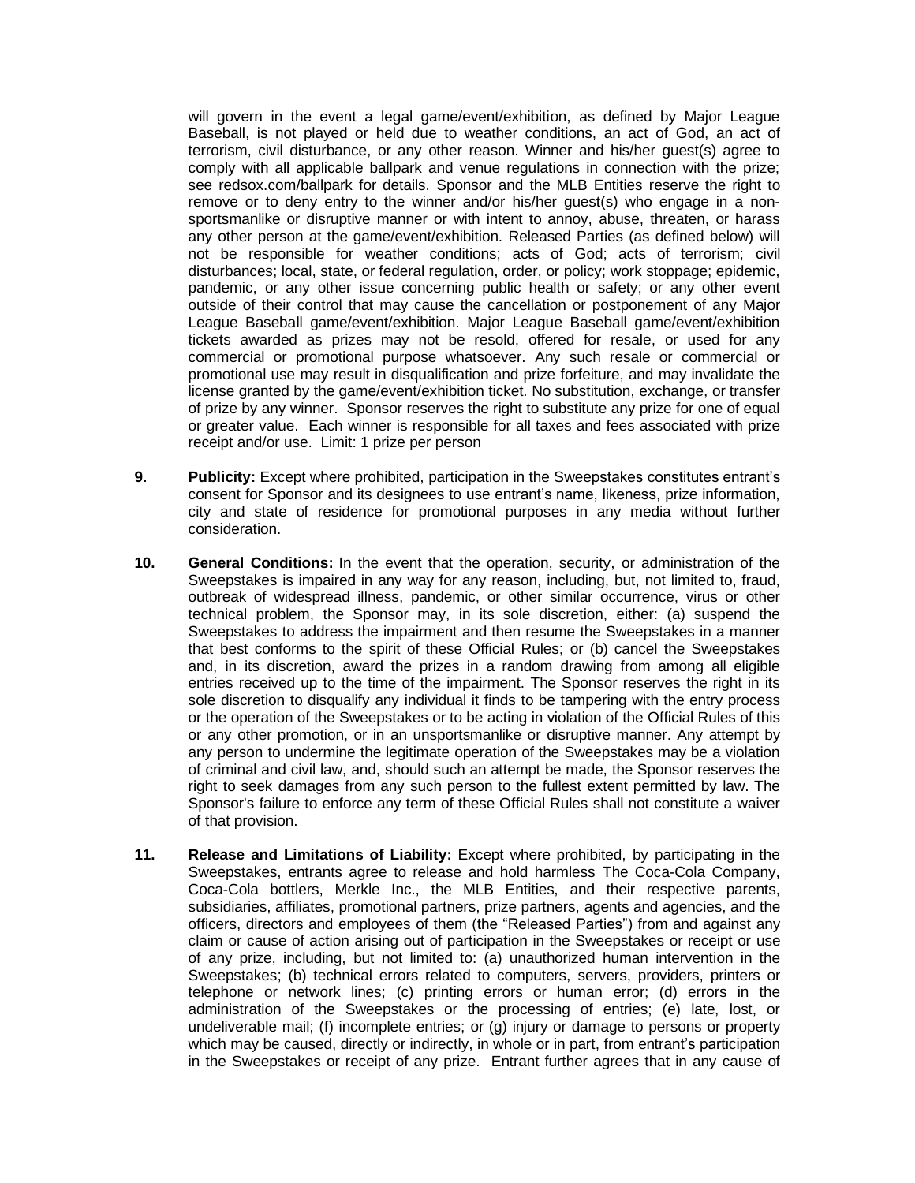will govern in the event a legal game/event/exhibition, as defined by Major League Baseball, is not played or held due to weather conditions, an act of God, an act of terrorism, civil disturbance, or any other reason. Winner and his/her guest(s) agree to comply with all applicable ballpark and venue regulations in connection with the prize; see redsox.com/ballpark for details. Sponsor and the MLB Entities reserve the right to remove or to deny entry to the winner and/or his/her guest(s) who engage in a non-sportsmanlike or disruptive manner or with intent to annoy, abuse, threaten, or harass any other person at the game/event/exhibition. Released Parties (as defined below) will not be responsible for weather conditions; acts of God; acts of terrorism; civil disturbances; local, state, or federal regulation, order, or policy; work stoppage; epidemic, pandemic, or any other issue concerning public health or safety; or any other event outside of their control that may cause the cancellation or postponement of any Major League Baseball game/event/exhibition. Major League Baseball game/event/exhibition tickets awarded as prizes may not be resold, offered for resale, or used for any commercial or promotional purpose whatsoever. Any such resale or commercial or promotional use may result in disqualification and prize forfeiture, and may invalidate the license granted by the game/event/exhibition ticket. No substitution, exchange, or transfer of prize by any winner. Sponsor reserves the right to substitute any prize for one of equal or greater value. Each winner is responsible for all taxes and fees associated with prize receipt and/or use. Limit: 1 prize per person

**9. Publicity:** Except where prohibited, participation in the Sweepstakes constitutes entrant's consent for Sponsor and its designees to use entrant's name, likeness, prize information, city and state of residence for promotional purposes in any media without further consideration.

**10. General Conditions:** In the event that the operation, security, or administration of the Sweepstakes is impaired in any way for any reason, including, but, not limited to, fraud, outbreak of widespread illness, pandemic, or other similar occurrence, virus or other technical problem, the Sponsor may, in its sole discretion, either: (a) suspend the Sweepstakes to address the impairment and then resume the Sweepstakes in a manner that best conforms to the spirit of these Official Rules; or (b) cancel the Sweepstakes and, in its discretion, award the prizes in a random drawing from among all eligible entries received up to the time of the impairment. The Sponsor reserves the right in its sole discretion to disqualify any individual it finds to be tampering with the entry process or the operation of the Sweepstakes or to be acting in violation of the Official Rules of this or any other promotion, or in an unsportsmanlike or disruptive manner. Any attempt by any person to undermine the legitimate operation of the Sweepstakes may be a violation of criminal and civil law, and, should such an attempt be made, the Sponsor reserves the right to seek damages from any such person to the fullest extent permitted by law. The Sponsor's failure to enforce any term of these Official Rules shall not constitute a waiver of that provision.

**11. Release and Limitations of Liability:** Except where prohibited, by participating in the Sweepstakes, entrants agree to release and hold harmless The Coca-Cola Company, Coca-Cola bottlers, Merkle Inc., the MLB Entities, and their respective parents, subsidiaries, affiliates, promotional partners, prize partners, agents and agencies, and the officers, directors and employees of them (the "Released Parties") from and against any claim or cause of action arising out of participation in the Sweepstakes or receipt or use of any prize, including, but not limited to: (a) unauthorized human intervention in the Sweepstakes; (b) technical errors related to computers, servers, providers, printers or telephone or network lines; (c) printing errors or human error; (d) errors in the administration of the Sweepstakes or the processing of entries; (e) late, lost, or undeliverable mail; (f) incomplete entries; or (g) injury or damage to persons or property which may be caused, directly or indirectly, in whole or in part, from entrant's participation in the Sweepstakes or receipt of any prize. Entrant further agrees that in any cause of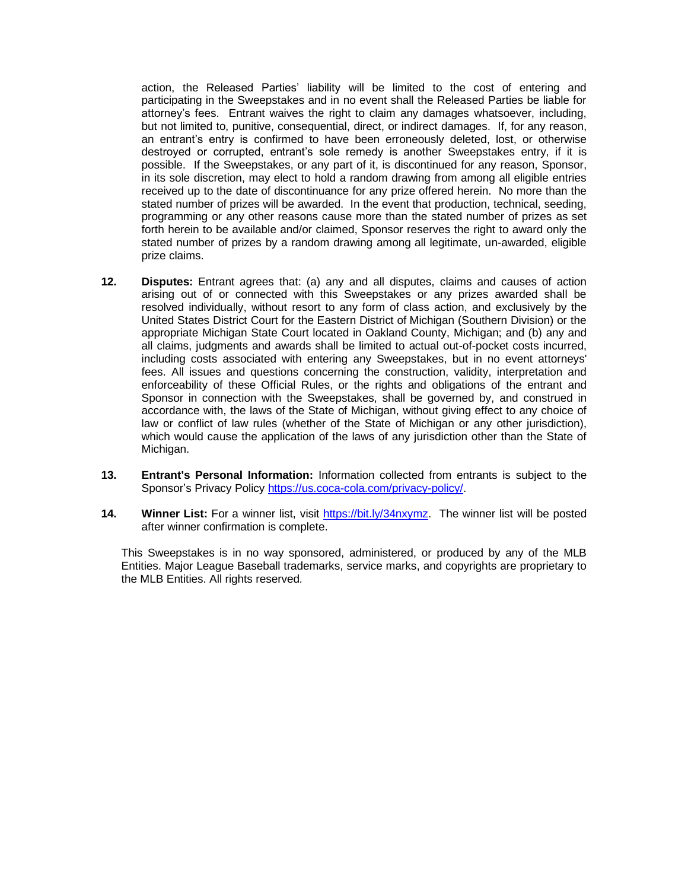action, the Released Parties' liability will be limited to the cost of entering and participating in the Sweepstakes and in no event shall the Released Parties be liable for attorney's fees. Entrant waives the right to claim any damages whatsoever, including, but not limited to, punitive, consequential, direct, or indirect damages. If, for any reason, an entrant's entry is confirmed to have been erroneously deleted, lost, or otherwise destroyed or corrupted, entrant's sole remedy is another Sweepstakes entry, if it is possible. If the Sweepstakes, or any part of it, is discontinued for any reason, Sponsor, in its sole discretion, may elect to hold a random drawing from among all eligible entries received up to the date of discontinuance for any prize offered herein. No more than the stated number of prizes will be awarded. In the event that production, technical, seeding, programming or any other reasons cause more than the stated number of prizes as set forth herein to be available and/or claimed, Sponsor reserves the right to award only the stated number of prizes by a random drawing among all legitimate, un-awarded, eligible prize claims.

**12. Disputes:** Entrant agrees that: (a) any and all disputes, claims and causes of action arising out of or connected with this Sweepstakes or any prizes awarded shall be resolved individually, without resort to any form of class action, and exclusively by the United States District Court for the Eastern District of Michigan (Southern Division) or the appropriate Michigan State Court located in Oakland County, Michigan; and (b) any and all claims, judgments and awards shall be limited to actual out-of-pocket costs incurred, including costs associated with entering any Sweepstakes, but in no event attorneys' fees. All issues and questions concerning the construction, validity, interpretation and enforceability of these Official Rules, or the rights and obligations of the entrant and Sponsor in connection with the Sweepstakes, shall be governed by, and construed in accordance with, the laws of the State of Michigan, without giving effect to any choice of law or conflict of law rules (whether of the State of Michigan or any other jurisdiction), which would cause the application of the laws of any jurisdiction other than the State of Michigan.

**13. Entrant's Personal Information:** Information collected from entrants is subject to the Sponsor's Privacy Policy [https://us.coca-cola.com/privacy-policy/](https://us.coca-cola.com/privacy-policy/).

**14. Winner List:** For a winner list, visit [https://bit.ly/34nxymz](https://bit.ly/34nxymz). The winner list will be posted after winner confirmation is complete.

This Sweepstakes is in no way sponsored, administered, or produced by any of the MLB Entities. Major League Baseball trademarks, service marks, and copyrights are proprietary to the MLB Entities. All rights reserved.